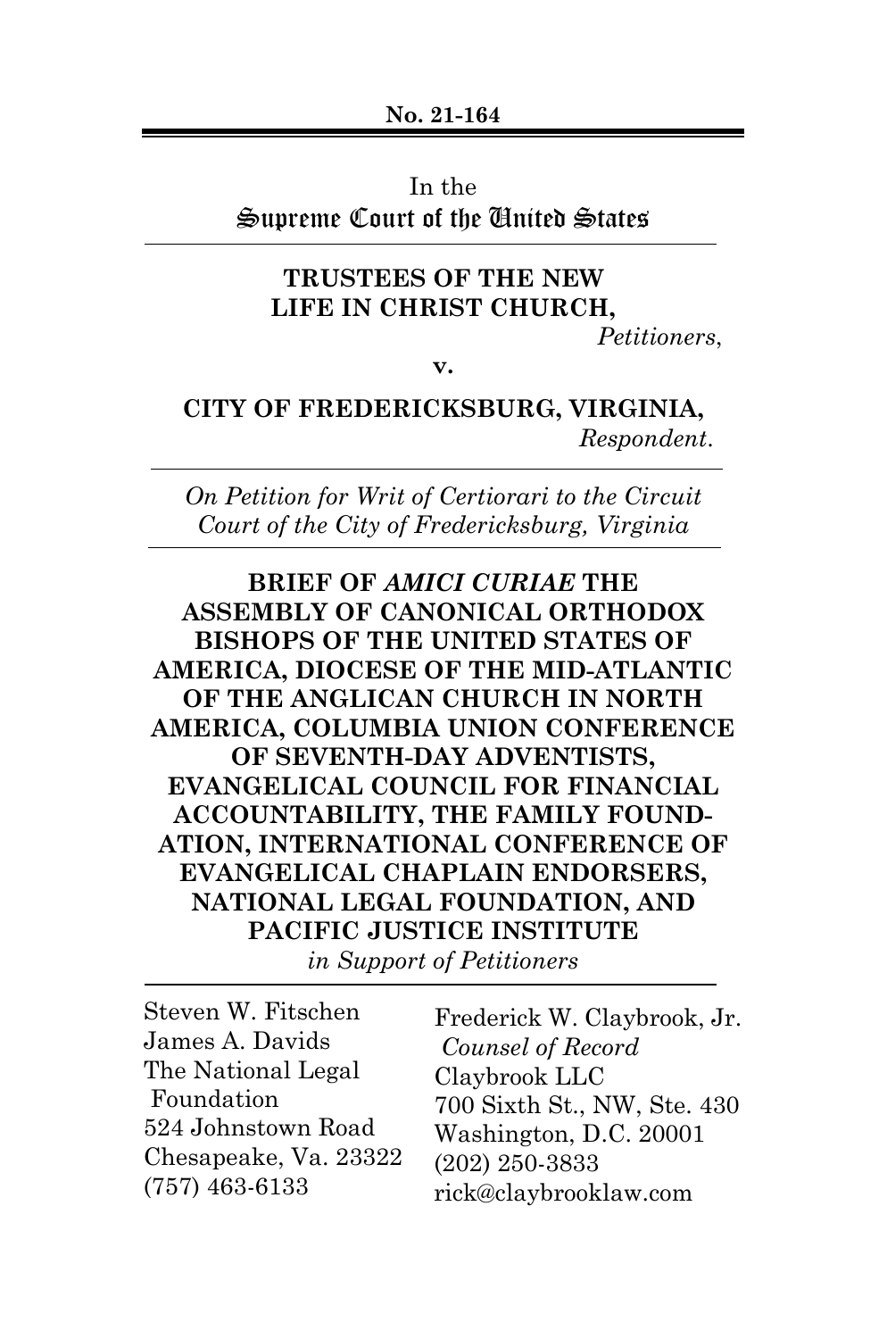**No. 21-164**

In the
Supreme Court of the United States

**TRUSTEES OF THE NEW LIFE IN CHRIST CHURCH,**
*Petitioners*,

**v.**

**CITY OF FREDERICKSBURG, VIRGINIA,**
*Respondent*.

*On Petition for Writ of Certiorari to the Circuit Court of the City of Fredericksburg, Virginia*

**BRIEF OF *AMICI CURIAE* THE ASSEMBLY OF CANONICAL ORTHODOX BISHOPS OF THE UNITED STATES OF AMERICA, DIOCESE OF THE MID-ATLANTIC OF THE ANGLICAN CHURCH IN NORTH AMERICA, COLUMBIA UNION CONFERENCE OF SEVENTH-DAY ADVENTISTS, EVANGELICAL COUNCIL FOR FINANCIAL ACCOUNTABILITY, THE FAMILY FOUNDATION, INTERNATIONAL CONFERENCE OF EVANGELICAL CHAPLAIN ENDORSERS, NATIONAL LEGAL FOUNDATION, AND PACIFIC JUSTICE INSTITUTE**
*in Support of Petitioners*

Steven W. Fitschen
James A. Davids
The National Legal Foundation
524 Johnstown Road
Chesapeake, Va. 23322
(757) 463-6133

Frederick W. Claybrook, Jr.
*Counsel of Record*
Claybrook LLC
700 Sixth St., NW, Ste. 430
Washington, D.C. 20001
(202) 250-3833
rick@claybrooklaw.com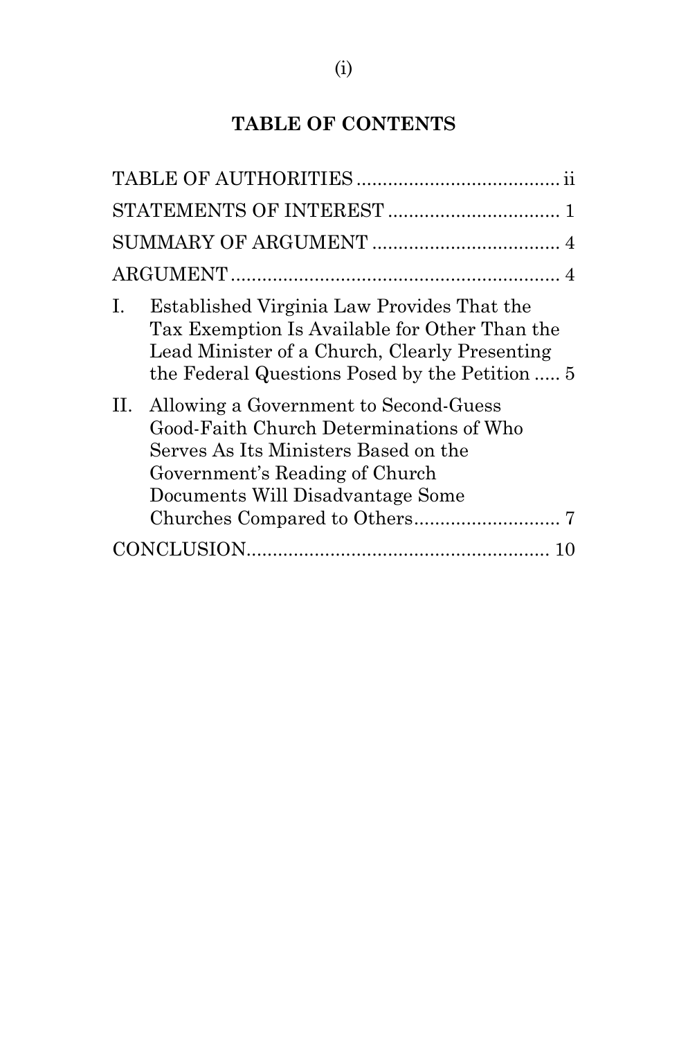## TABLE OF CONTENTS

TABLE OF AUTHORITIES ....................................... ii

STATEMENTS OF INTEREST ................................. 1

SUMMARY OF ARGUMENT .................................... 4

ARGUMENT ............................................................... 4

I. Established Virginia Law Provides That the Tax Exemption Is Available for Other Than the Lead Minister of a Church, Clearly Presenting the Federal Questions Posed by the Petition ..... 5

II. Allowing a Government to Second-Guess Good-Faith Church Determinations of Who Serves As Its Ministers Based on the Government's Reading of Church Documents Will Disadvantage Some Churches Compared to Others ............................ 7

CONCLUSION ......................................................... 10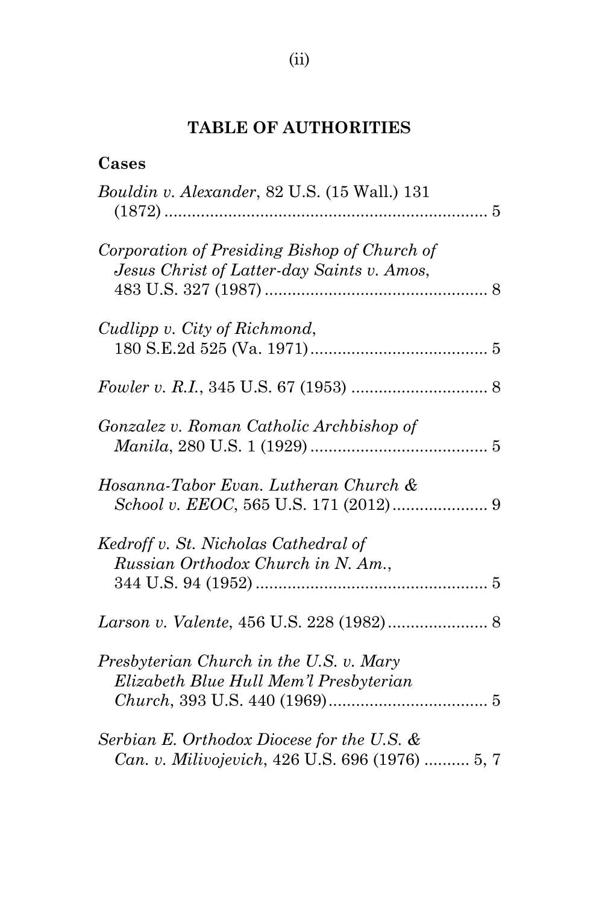## TABLE OF AUTHORITIES

### Cases

*Bouldin v. Alexander*, 82 U.S. (15 Wall.) 131 (1872) ...................................................................... 5

*Corporation of Presiding Bishop of Church of Jesus Christ of Latter-day Saints v. Amos*, 483 U.S. 327 (1987) ................................................. 8

*Cudlipp v. City of Richmond*, 180 S.E.2d 525 (Va. 1971) ....................................... 5

*Fowler v. R.I.*, 345 U.S. 67 (1953) .............................. 8

*Gonzalez v. Roman Catholic Archbishop of Manila*, 280 U.S. 1 (1929) ....................................... 5

*Hosanna-Tabor Evan. Lutheran Church & School v. EEOC*, 565 U.S. 171 (2012) ..................... 9

*Kedroff v. St. Nicholas Cathedral of Russian Orthodox Church in N. Am.*, 344 U.S. 94 (1952) ................................................... 5

*Larson v. Valente*, 456 U.S. 228 (1982) ...................... 8

*Presbyterian Church in the U.S. v. Mary Elizabeth Blue Hull Mem'l Presbyterian Church*, 393 U.S. 440 (1969) .................................. 5

*Serbian E. Orthodox Diocese for the U.S. & Can. v. Milivojevich*, 426 U.S. 696 (1976) .......... 5, 7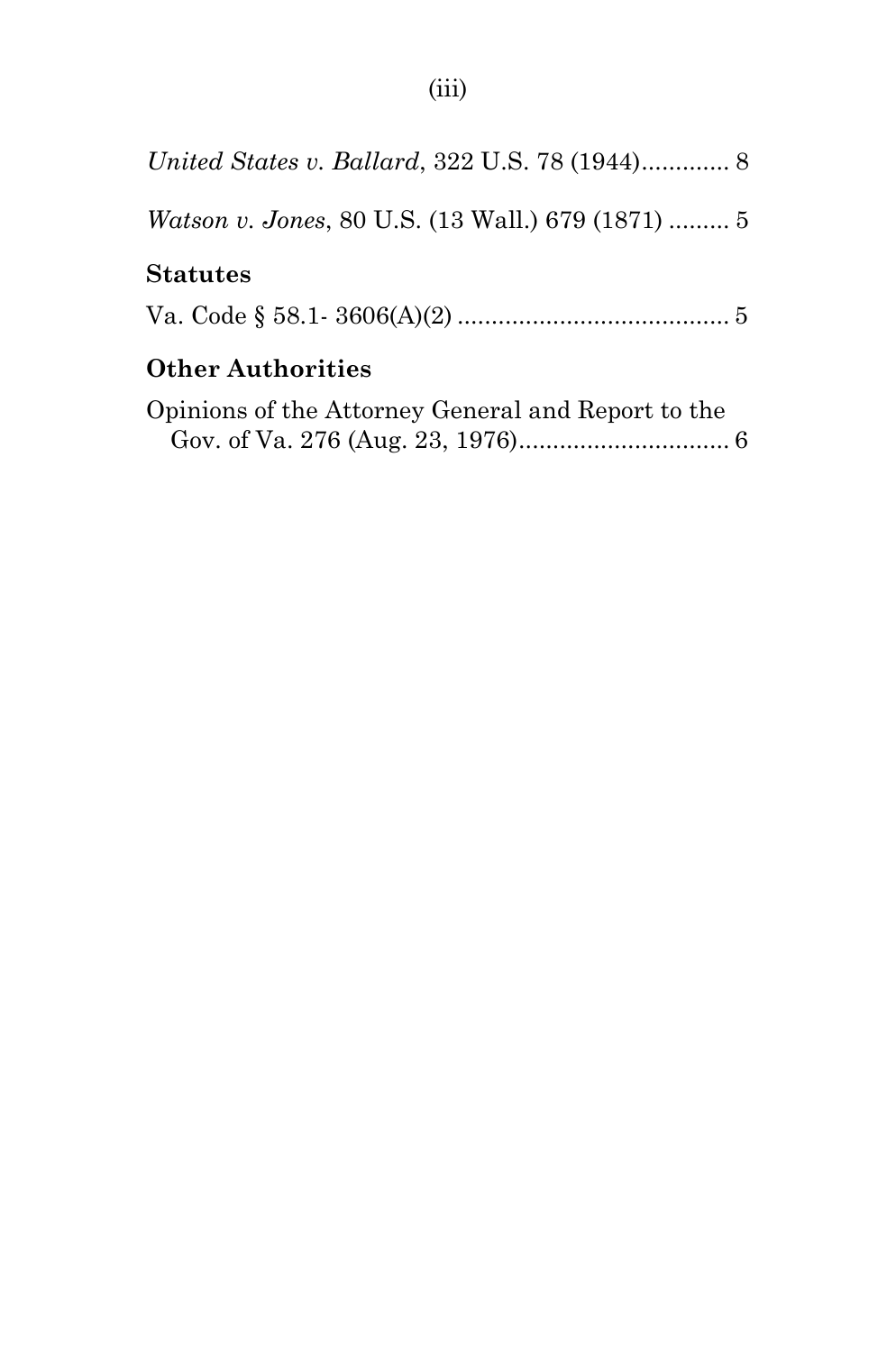*United States v. Ballard*, 322 U.S. 78 (1944)............. 8

*Watson v. Jones*, 80 U.S. (13 Wall.) 679 (1871) ......... 5

**Statutes**

Va. Code § 58.1- 3606(A)(2) ........................................ 5

**Other Authorities**

Opinions of the Attorney General and Report to the Gov. of Va. 276 (Aug. 23, 1976)............................... 6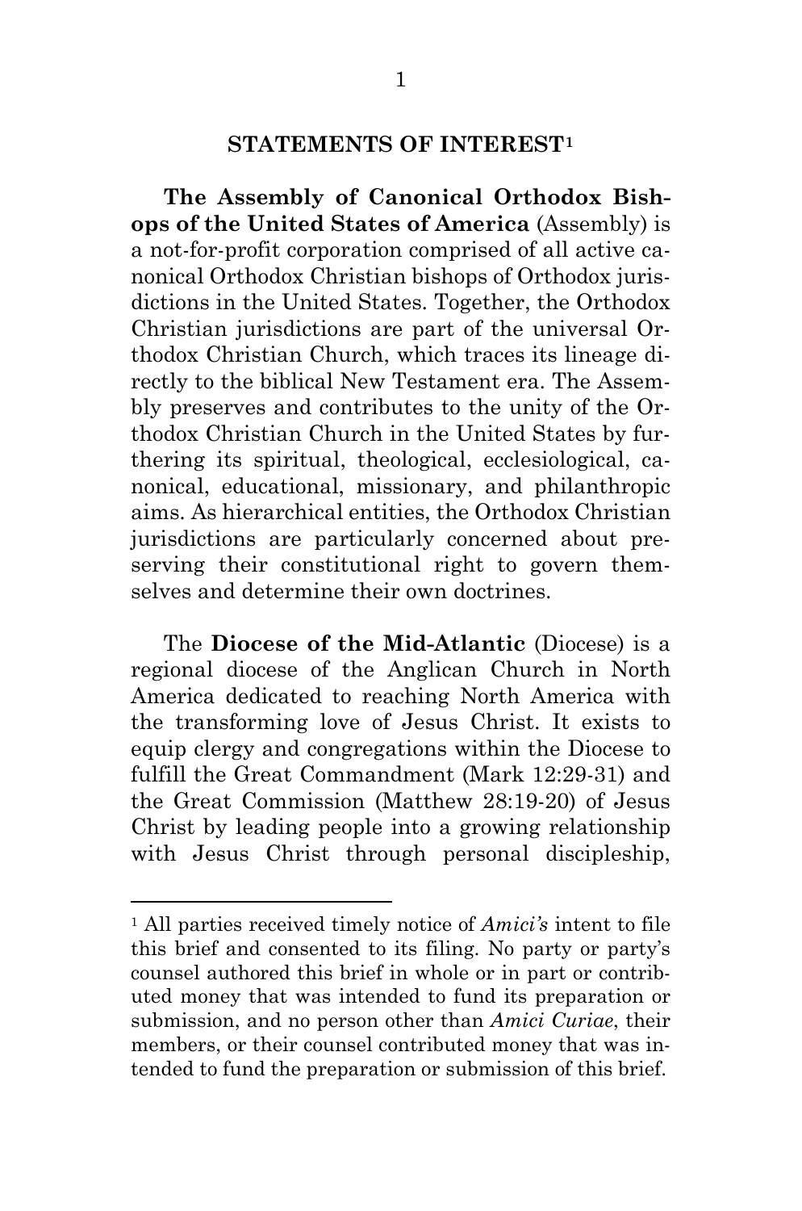## STATEMENTS OF INTEREST[1]

**The Assembly of Canonical Orthodox Bishops of the United States of America** (Assembly) is a not-for-profit corporation comprised of all active canonical Orthodox Christian bishops of Orthodox jurisdictions in the United States. Together, the Orthodox Christian jurisdictions are part of the universal Orthodox Christian Church, which traces its lineage directly to the biblical New Testament era. The Assembly preserves and contributes to the unity of the Orthodox Christian Church in the United States by furthering its spiritual, theological, ecclesiological, canonical, educational, missionary, and philanthropic aims. As hierarchical entities, the Orthodox Christian jurisdictions are particularly concerned about preserving their constitutional right to govern themselves and determine their own doctrines.

The **Diocese of the Mid-Atlantic** (Diocese) is a regional diocese of the Anglican Church in North America dedicated to reaching North America with the transforming love of Jesus Christ. It exists to equip clergy and congregations within the Diocese to fulfill the Great Commandment (Mark 12:29-31) and the Great Commission (Matthew 28:19-20) of Jesus Christ by leading people into a growing relationship with Jesus Christ through personal discipleship,

---

[1] All parties received timely notice of *Amici's* intent to file this brief and consented to its filing. No party or party's counsel authored this brief in whole or in part or contributed money that was intended to fund its preparation or submission, and no person other than *Amici Curiae*, their members, or their counsel contributed money that was intended to fund the preparation or submission of this brief.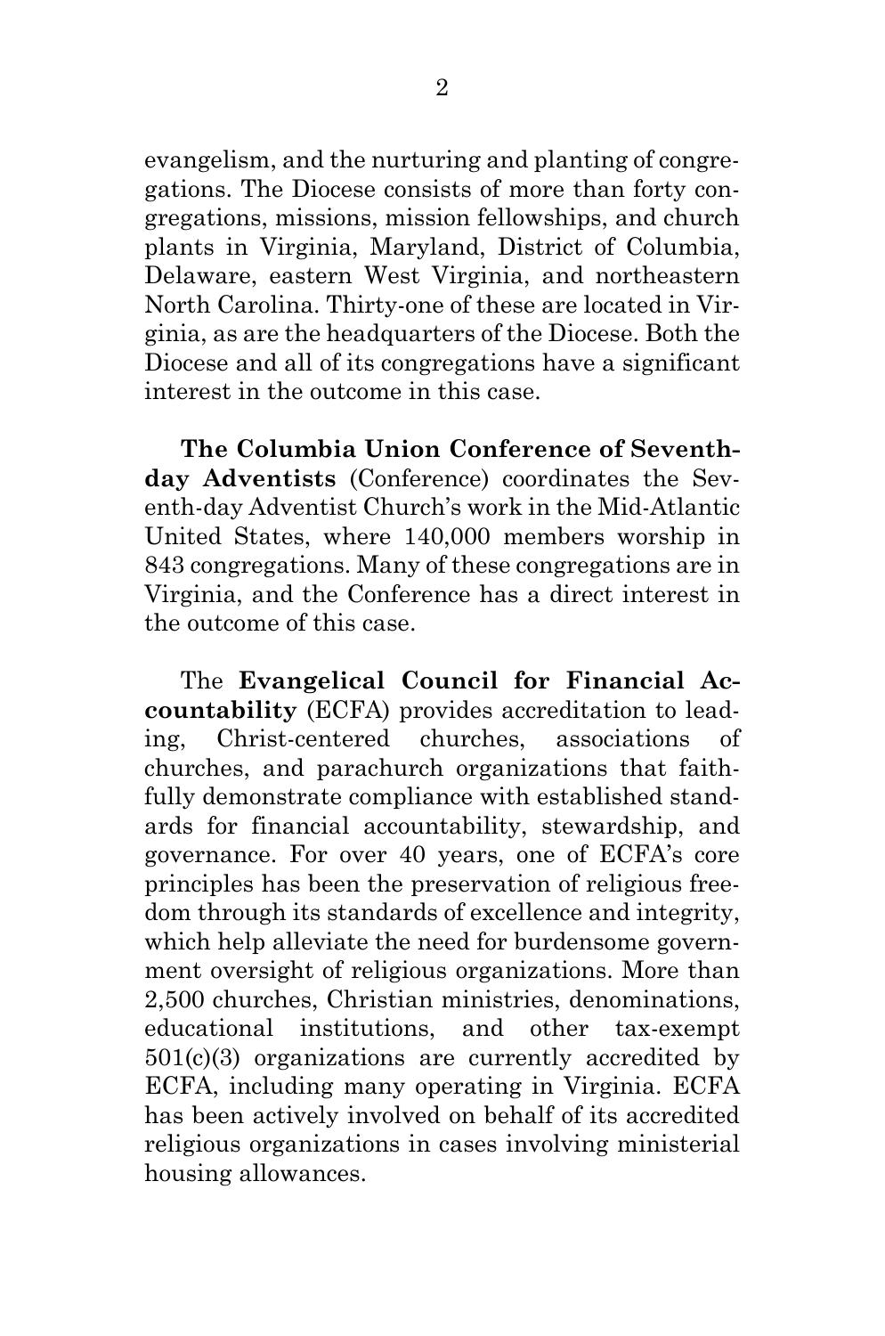evangelism, and the nurturing and planting of congregations. The Diocese consists of more than forty congregations, missions, mission fellowships, and church plants in Virginia, Maryland, District of Columbia, Delaware, eastern West Virginia, and northeastern North Carolina. Thirty-one of these are located in Virginia, as are the headquarters of the Diocese. Both the Diocese and all of its congregations have a significant interest in the outcome in this case.

**The Columbia Union Conference of Seventh-day Adventists** (Conference) coordinates the Seventh-day Adventist Church's work in the Mid-Atlantic United States, where 140,000 members worship in 843 congregations. Many of these congregations are in Virginia, and the Conference has a direct interest in the outcome of this case.

The **Evangelical Council for Financial Accountability** (ECFA) provides accreditation to leading, Christ-centered churches, associations of churches, and parachurch organizations that faithfully demonstrate compliance with established standards for financial accountability, stewardship, and governance. For over 40 years, one of ECFA's core principles has been the preservation of religious freedom through its standards of excellence and integrity, which help alleviate the need for burdensome government oversight of religious organizations. More than 2,500 churches, Christian ministries, denominations, educational institutions, and other tax-exempt 501(c)(3) organizations are currently accredited by ECFA, including many operating in Virginia. ECFA has been actively involved on behalf of its accredited religious organizations in cases involving ministerial housing allowances.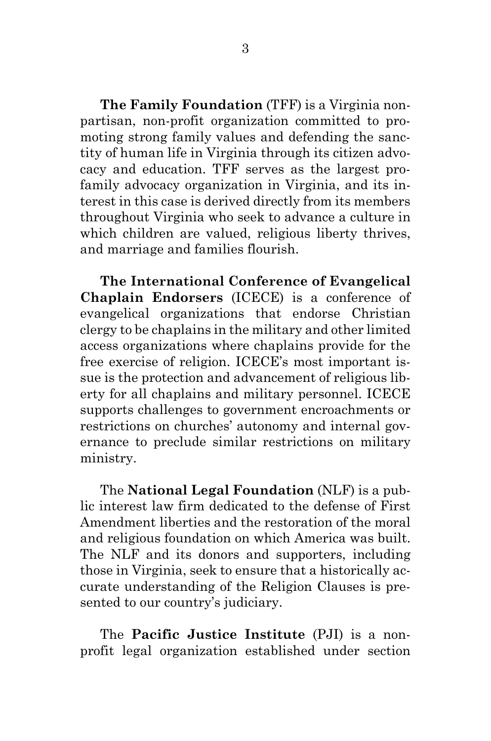**The Family Foundation** (TFF) is a Virginia nonpartisan, non-profit organization committed to promoting strong family values and defending the sanctity of human life in Virginia through its citizen advocacy and education. TFF serves as the largest pro-family advocacy organization in Virginia, and its interest in this case is derived directly from its members throughout Virginia who seek to advance a culture in which children are valued, religious liberty thrives, and marriage and families flourish.

**The International Conference of Evangelical Chaplain Endorsers** (ICECE) is a conference of evangelical organizations that endorse Christian clergy to be chaplains in the military and other limited access organizations where chaplains provide for the free exercise of religion. ICECE's most important issue is the protection and advancement of religious liberty for all chaplains and military personnel. ICECE supports challenges to government encroachments or restrictions on churches' autonomy and internal governance to preclude similar restrictions on military ministry.

The **National Legal Foundation** (NLF) is a public interest law firm dedicated to the defense of First Amendment liberties and the restoration of the moral and religious foundation on which America was built. The NLF and its donors and supporters, including those in Virginia, seek to ensure that a historically accurate understanding of the Religion Clauses is presented to our country's judiciary.

The **Pacific Justice Institute** (PJI) is a non-profit legal organization established under section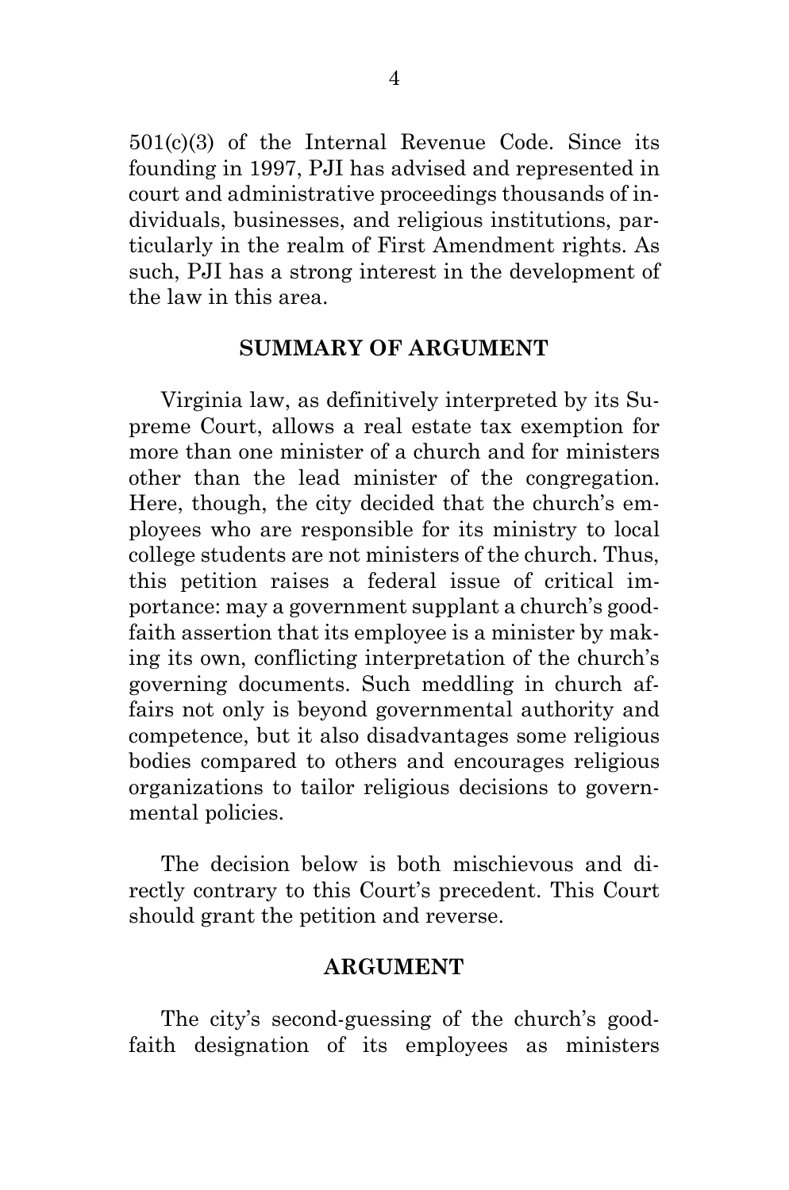501(c)(3) of the Internal Revenue Code. Since its founding in 1997, PJI has advised and represented in court and administrative proceedings thousands of individuals, businesses, and religious institutions, particularly in the realm of First Amendment rights. As such, PJI has a strong interest in the development of the law in this area.

## SUMMARY OF ARGUMENT

Virginia law, as definitively interpreted by its Supreme Court, allows a real estate tax exemption for more than one minister of a church and for ministers other than the lead minister of the congregation. Here, though, the city decided that the church's employees who are responsible for its ministry to local college students are not ministers of the church. Thus, this petition raises a federal issue of critical importance: may a government supplant a church's good-faith assertion that its employee is a minister by making its own, conflicting interpretation of the church's governing documents. Such meddling in church affairs not only is beyond governmental authority and competence, but it also disadvantages some religious bodies compared to others and encourages religious organizations to tailor religious decisions to governmental policies.

The decision below is both mischievous and directly contrary to this Court's precedent. This Court should grant the petition and reverse.

## ARGUMENT

The city's second-guessing of the church's good-faith designation of its employees as ministers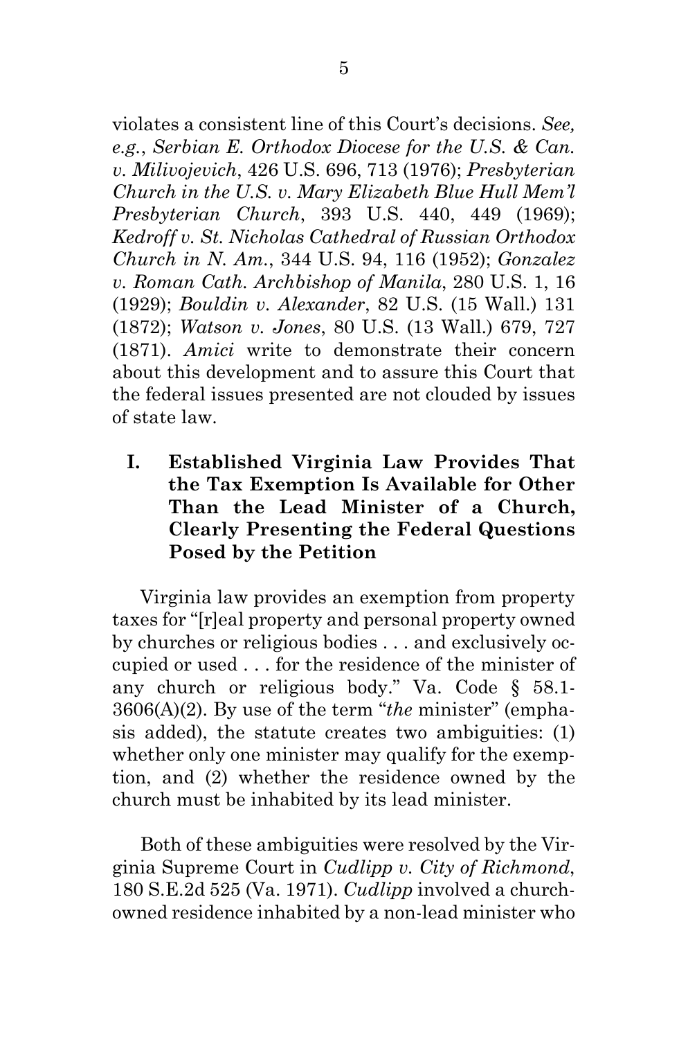violates a consistent line of this Court's decisions. *See, e.g.*, *Serbian E. Orthodox Diocese for the U.S. & Can. v. Milivojevich*, 426 U.S. 696, 713 (1976); *Presbyterian Church in the U.S. v. Mary Elizabeth Blue Hull Mem'l Presbyterian Church*, 393 U.S. 440, 449 (1969); *Kedroff v. St. Nicholas Cathedral of Russian Orthodox Church in N. Am.*, 344 U.S. 94, 116 (1952); *Gonzalez v. Roman Cath. Archbishop of Manila*, 280 U.S. 1, 16 (1929); *Bouldin v. Alexander*, 82 U.S. (15 Wall.) 131 (1872); *Watson v. Jones*, 80 U.S. (13 Wall.) 679, 727 (1871). *Amici* write to demonstrate their concern about this development and to assure this Court that the federal issues presented are not clouded by issues of state law.

## I. Established Virginia Law Provides That the Tax Exemption Is Available for Other Than the Lead Minister of a Church, Clearly Presenting the Federal Questions Posed by the Petition

Virginia law provides an exemption from property taxes for "[r]eal property and personal property owned by churches or religious bodies . . . and exclusively occupied or used . . . for the residence of the minister of any church or religious body." Va. Code § 58.1-3606(A)(2). By use of the term "*the* minister" (emphasis added), the statute creates two ambiguities: (1) whether only one minister may qualify for the exemption, and (2) whether the residence owned by the church must be inhabited by its lead minister.

Both of these ambiguities were resolved by the Virginia Supreme Court in *Cudlipp v. City of Richmond*, 180 S.E.2d 525 (Va. 1971). *Cudlipp* involved a church-owned residence inhabited by a non-lead minister who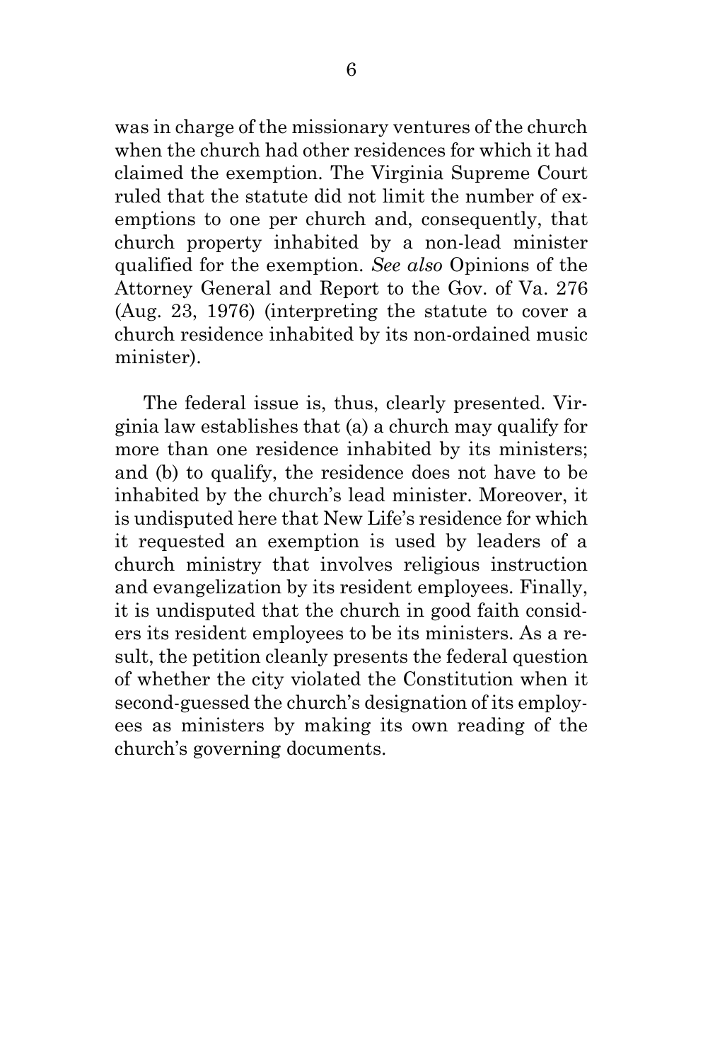was in charge of the missionary ventures of the church when the church had other residences for which it had claimed the exemption. The Virginia Supreme Court ruled that the statute did not limit the number of exemptions to one per church and, consequently, that church property inhabited by a non-lead minister qualified for the exemption. *See also* Opinions of the Attorney General and Report to the Gov. of Va. 276 (Aug. 23, 1976) (interpreting the statute to cover a church residence inhabited by its non-ordained music minister).

The federal issue is, thus, clearly presented. Virginia law establishes that (a) a church may qualify for more than one residence inhabited by its ministers; and (b) to qualify, the residence does not have to be inhabited by the church's lead minister. Moreover, it is undisputed here that New Life's residence for which it requested an exemption is used by leaders of a church ministry that involves religious instruction and evangelization by its resident employees. Finally, it is undisputed that the church in good faith considers its resident employees to be its ministers. As a result, the petition cleanly presents the federal question of whether the city violated the Constitution when it second-guessed the church's designation of its employees as ministers by making its own reading of the church's governing documents.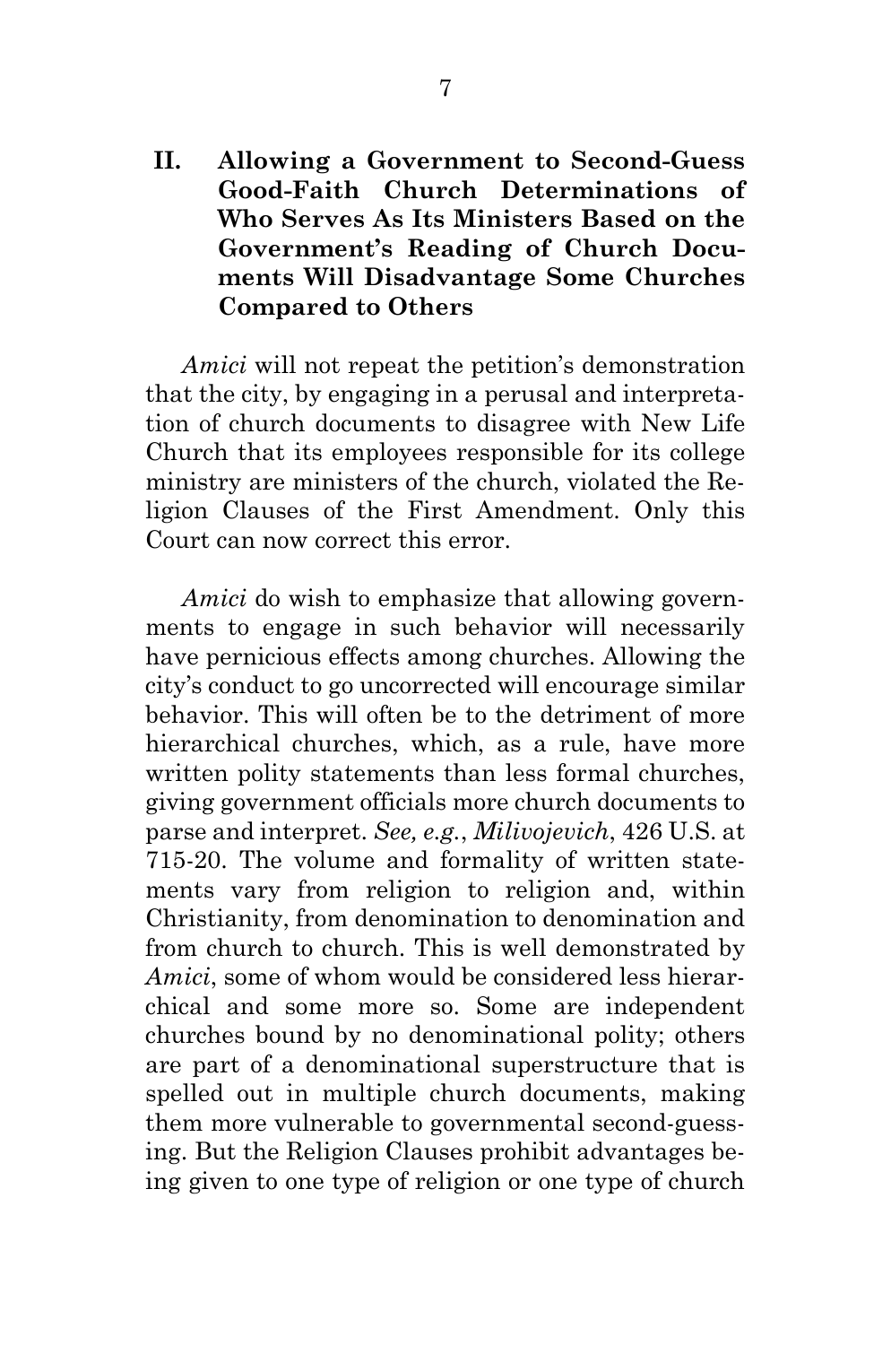## II. Allowing a Government to Second-Guess Good-Faith Church Determinations of Who Serves As Its Ministers Based on the Government's Reading of Church Documents Will Disadvantage Some Churches Compared to Others

*Amici* will not repeat the petition's demonstration that the city, by engaging in a perusal and interpretation of church documents to disagree with New Life Church that its employees responsible for its college ministry are ministers of the church, violated the Religion Clauses of the First Amendment. Only this Court can now correct this error.

*Amici* do wish to emphasize that allowing governments to engage in such behavior will necessarily have pernicious effects among churches. Allowing the city's conduct to go uncorrected will encourage similar behavior. This will often be to the detriment of more hierarchical churches, which, as a rule, have more written polity statements than less formal churches, giving government officials more church documents to parse and interpret. *See, e.g.*, *Milivojevich*, 426 U.S. at 715-20. The volume and formality of written statements vary from religion to religion and, within Christianity, from denomination to denomination and from church to church. This is well demonstrated by *Amici*, some of whom would be considered less hierarchical and some more so. Some are independent churches bound by no denominational polity; others are part of a denominational superstructure that is spelled out in multiple church documents, making them more vulnerable to governmental second-guessing. But the Religion Clauses prohibit advantages being given to one type of religion or one type of church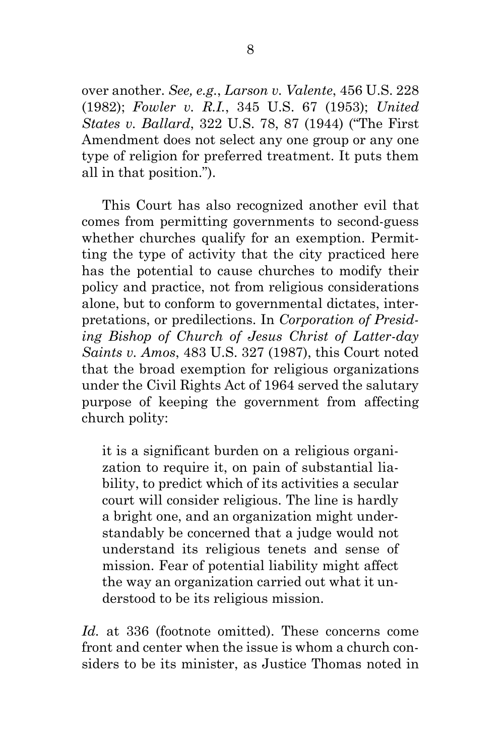over another. *See, e.g.*, *Larson v. Valente*, 456 U.S. 228 (1982); *Fowler v. R.I.*, 345 U.S. 67 (1953); *United States v. Ballard*, 322 U.S. 78, 87 (1944) ("The First Amendment does not select any one group or any one type of religion for preferred treatment. It puts them all in that position.").

This Court has also recognized another evil that comes from permitting governments to second-guess whether churches qualify for an exemption. Permitting the type of activity that the city practiced here has the potential to cause churches to modify their policy and practice, not from religious considerations alone, but to conform to governmental dictates, interpretations, or predilections. In *Corporation of Presiding Bishop of Church of Jesus Christ of Latter-day Saints v. Amos*, 483 U.S. 327 (1987), this Court noted that the broad exemption for religious organizations under the Civil Rights Act of 1964 served the salutary purpose of keeping the government from affecting church polity:

> it is a significant burden on a religious organization to require it, on pain of substantial liability, to predict which of its activities a secular court will consider religious. The line is hardly a bright one, and an organization might understandably be concerned that a judge would not understand its religious tenets and sense of mission. Fear of potential liability might affect the way an organization carried out what it understood to be its religious mission.

*Id.* at 336 (footnote omitted). These concerns come front and center when the issue is whom a church considers to be its minister, as Justice Thomas noted in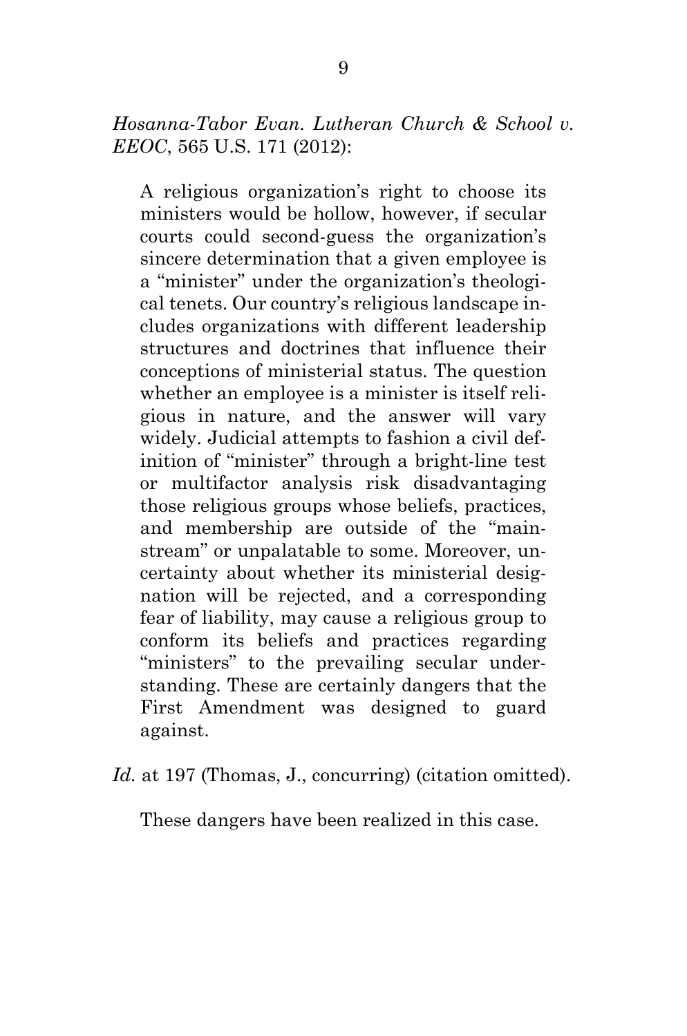*Hosanna-Tabor Evan. Lutheran Church & School v. EEOC*, 565 U.S. 171 (2012):

> A religious organization's right to choose its ministers would be hollow, however, if secular courts could second-guess the organization's sincere determination that a given employee is a "minister" under the organization's theological tenets. Our country's religious landscape includes organizations with different leadership structures and doctrines that influence their conceptions of ministerial status. The question whether an employee is a minister is itself religious in nature, and the answer will vary widely. Judicial attempts to fashion a civil definition of "minister" through a bright-line test or multifactor analysis risk disadvantaging those religious groups whose beliefs, practices, and membership are outside of the "mainstream" or unpalatable to some. Moreover, uncertainty about whether its ministerial designation will be rejected, and a corresponding fear of liability, may cause a religious group to conform its beliefs and practices regarding "ministers" to the prevailing secular understanding. These are certainly dangers that the First Amendment was designed to guard against.

*Id.* at 197 (Thomas, J., concurring) (citation omitted).

These dangers have been realized in this case.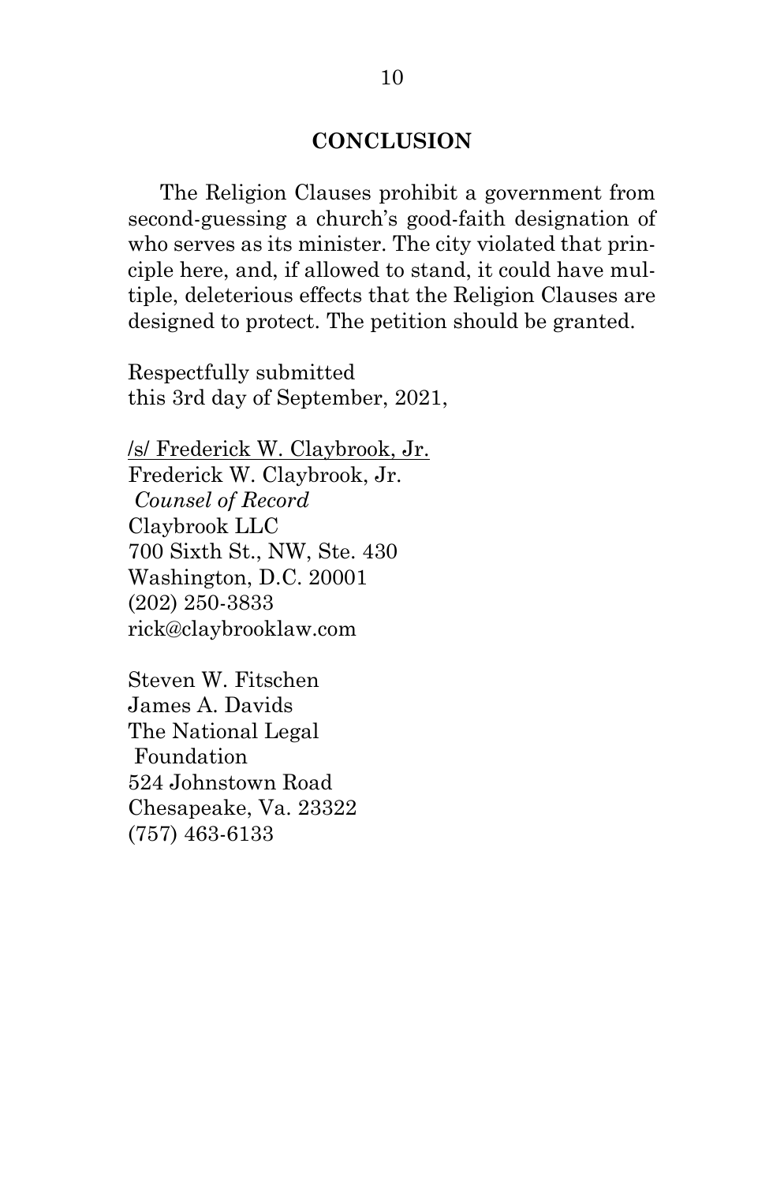## CONCLUSION

The Religion Clauses prohibit a government from second-guessing a church's good-faith designation of who serves as its minister. The city violated that principle here, and, if allowed to stand, it could have multiple, deleterious effects that the Religion Clauses are designed to protect. The petition should be granted.

Respectfully submitted
this 3rd day of September, 2021,

/s/ Frederick W. Claybrook, Jr.
Frederick W. Claybrook, Jr.
*Counsel of Record*
Claybrook LLC
700 Sixth St., NW, Ste. 430
Washington, D.C. 20001
(202) 250-3833
rick@claybrooklaw.com

Steven W. Fitschen
James A. Davids
The National Legal
Foundation
524 Johnstown Road
Chesapeake, Va. 23322
(757) 463-6133